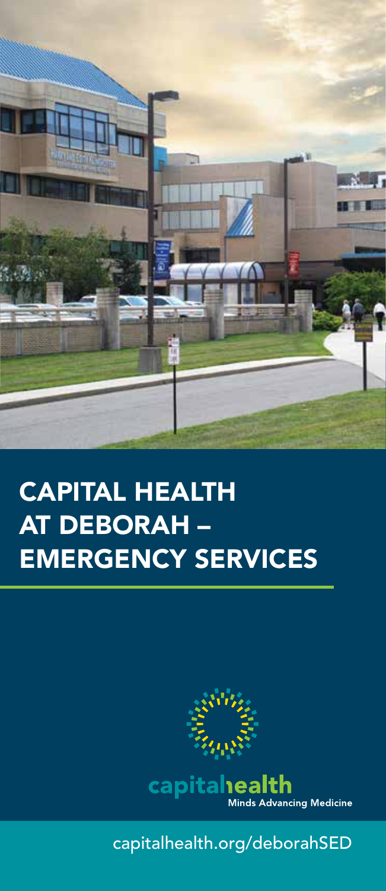# CAPITAL HEALTH AT DEBORAH – EMERGENCY SERVICES

capitalhealth

Minds Advancing Medicine

capitalhealth.org/deborahSED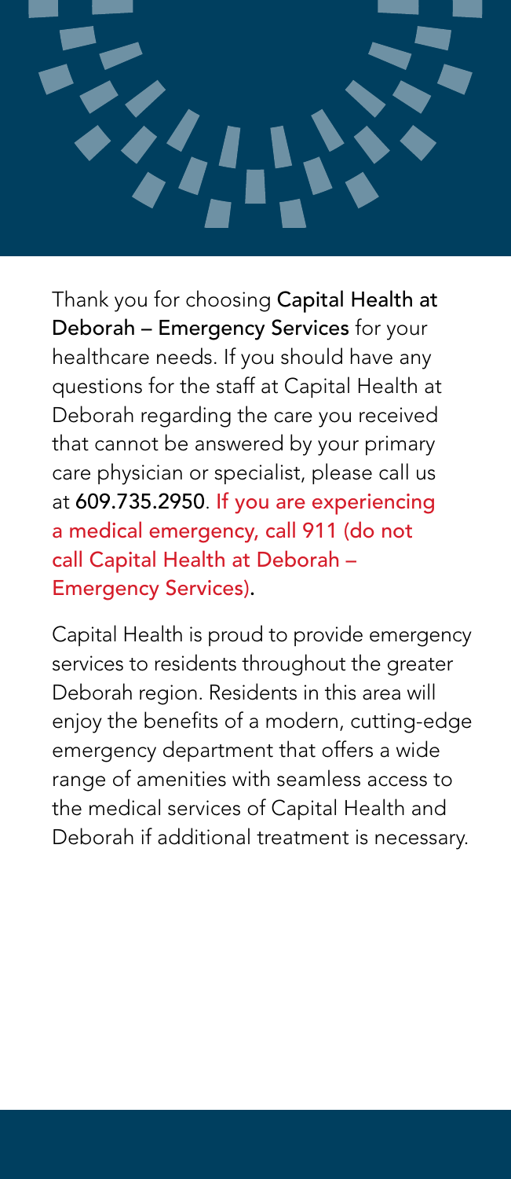Thank you for choosing **Capital Health at Deborah – Emergency Services** for your healthcare needs. If you should have any questions for the staff at Capital Health at Deborah regarding the care you received that cannot be answered by your primary care physician or specialist, please call us at **609.735.2950**. **If you are experiencing a medical emergency, call 911 (do not call Capital Health at Deborah – Emergency Services).**

Capital Health is proud to provide emergency services to residents throughout the greater Deborah region. Residents in this area will enjoy the benefits of a modern, cutting-edge emergency department that offers a wide range of amenities with seamless access to the medical services of Capital Health and Deborah if additional treatment is necessary.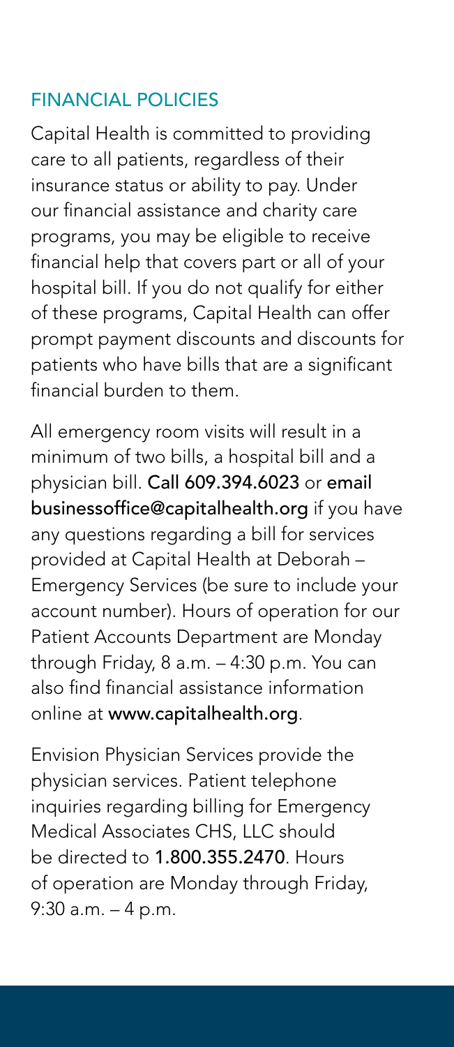## FINANCIAL POLICIES

Capital Health is committed to providing care to all patients, regardless of their insurance status or ability to pay. Under our financial assistance and charity care programs, you may be eligible to receive financial help that covers part or all of your hospital bill. If you do not qualify for either of these programs, Capital Health can offer prompt payment discounts and discounts for patients who have bills that are a significant financial burden to them.

All emergency room visits will result in a minimum of two bills, a hospital bill and a physician bill. **Call 609.394.6023** or **email businessoffice@capitalhealth.org** if you have any questions regarding a bill for services provided at Capital Health at Deborah – Emergency Services (be sure to include your account number). Hours of operation for our Patient Accounts Department are Monday through Friday, 8 a.m. – 4:30 p.m. You can also find financial assistance information online at **www.capitalhealth.org**.

Envision Physician Services provide the physician services. Patient telephone inquiries regarding billing for Emergency Medical Associates CHS, LLC should be directed to **1.800.355.2470**. Hours of operation are Monday through Friday, 9:30 a.m. – 4 p.m.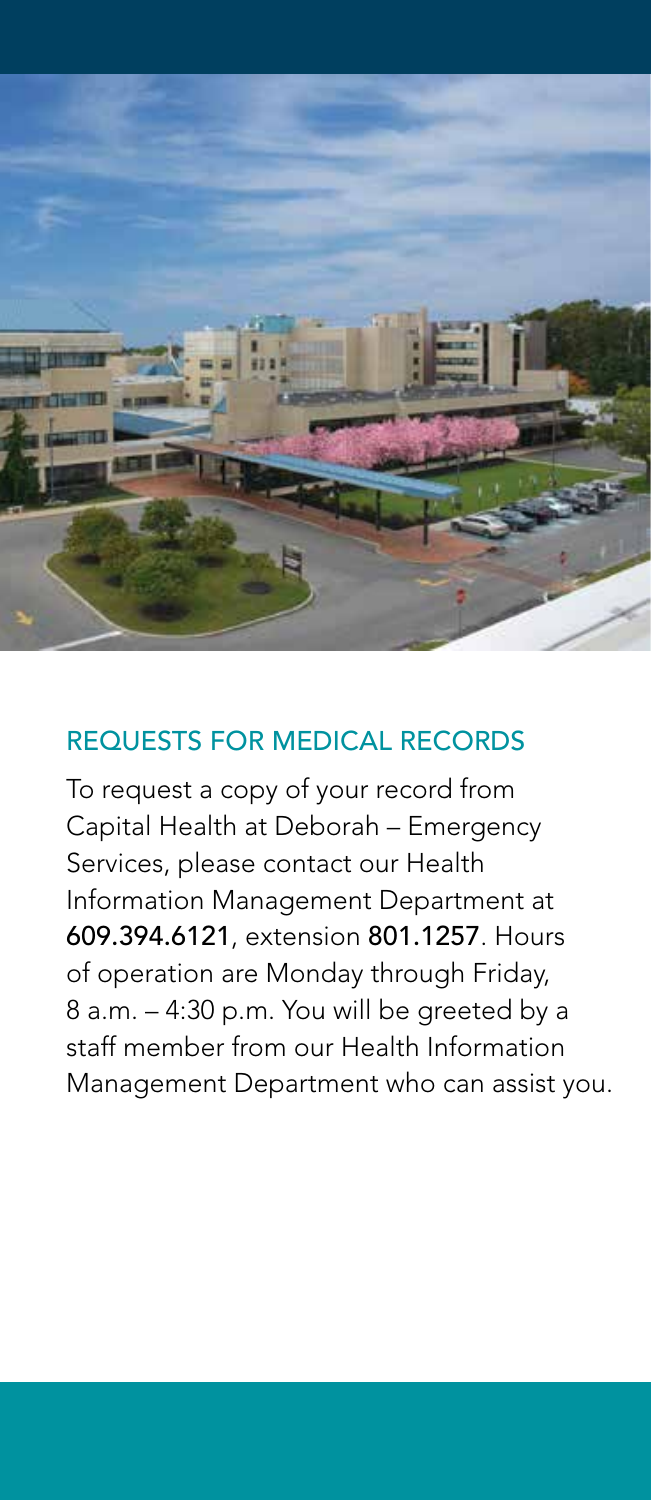## REQUESTS FOR MEDICAL RECORDS

To request a copy of your record from Capital Health at Deborah – Emergency Services, please contact our Health Information Management Department at **609.394.6121**, extension **801.1257**. Hours of operation are Monday through Friday, 8 a.m. – 4:30 p.m. You will be greeted by a staff member from our Health Information Management Department who can assist you.